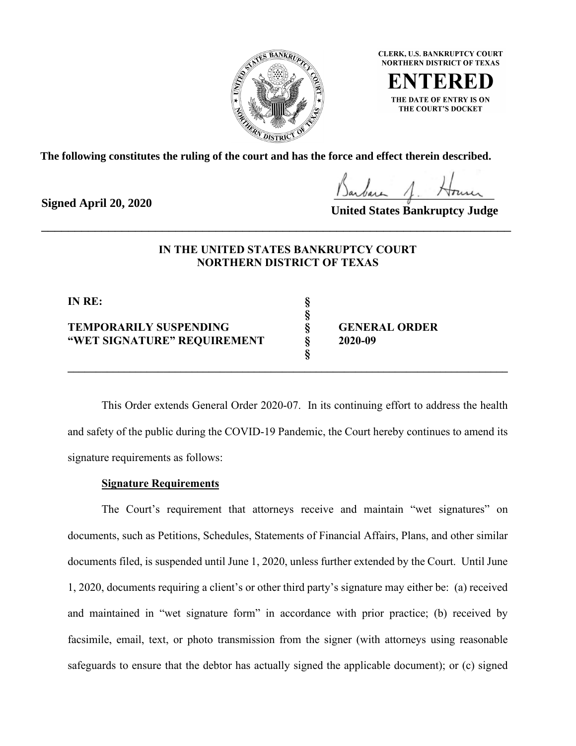CLERK, U.S. BANKRUPTCY COURT
NORTHERN DISTRICT OF TEXAS

**ENTERED**

THE DATE OF ENTRY IS ON THE COURT'S DOCKET

**The following constitutes the ruling of the court and has the force and effect therein described.**

**Signed April 20, 2020**

**United States Bankruptcy Judge**

---

**IN THE UNITED STATES BANKRUPTCY COURT**
**NORTHERN DISTRICT OF TEXAS**

| | | |
|---|---|---|
| **IN RE:** | **§** | |
| | **§** | |
| **TEMPORARILY SUSPENDING** | **§** | **GENERAL ORDER** |
| **"WET SIGNATURE" REQUIREMENT** | **§** | **2020-09** |
| | **§** | |

---

This Order extends General Order 2020-07. In its continuing effort to address the health and safety of the public during the COVID-19 Pandemic, the Court hereby continues to amend its signature requirements as follows:

**Signature Requirements**

The Court's requirement that attorneys receive and maintain "wet signatures" on documents, such as Petitions, Schedules, Statements of Financial Affairs, Plans, and other similar documents filed, is suspended until June 1, 2020, unless further extended by the Court. Until June 1, 2020, documents requiring a client's or other third party's signature may either be: (a) received and maintained in "wet signature form" in accordance with prior practice; (b) received by facsimile, email, text, or photo transmission from the signer (with attorneys using reasonable safeguards to ensure that the debtor has actually signed the applicable document); or (c) signed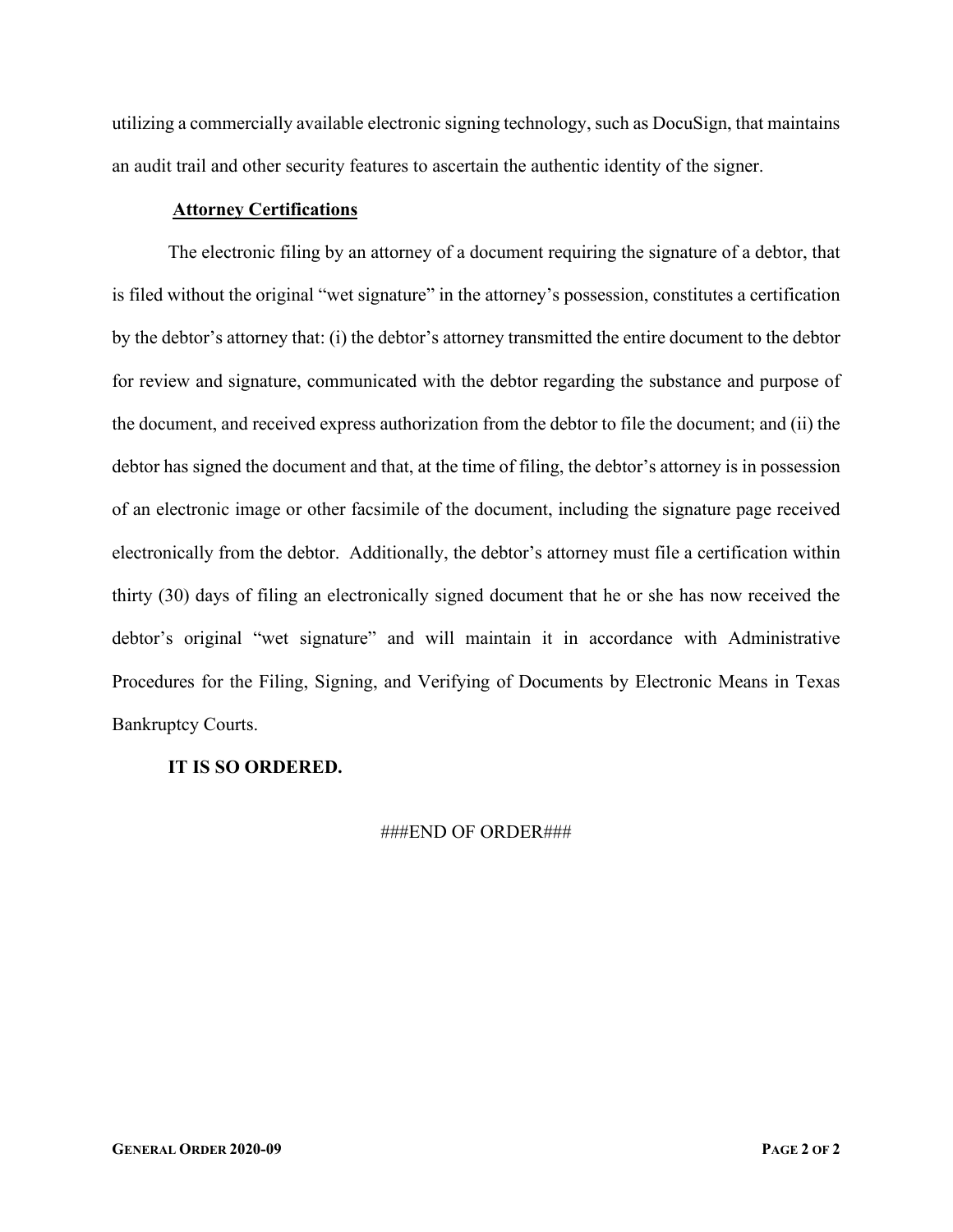utilizing a commercially available electronic signing technology, such as DocuSign, that maintains an audit trail and other security features to ascertain the authentic identity of the signer.

**Attorney Certifications**

The electronic filing by an attorney of a document requiring the signature of a debtor, that is filed without the original "wet signature" in the attorney's possession, constitutes a certification by the debtor's attorney that: (i) the debtor's attorney transmitted the entire document to the debtor for review and signature, communicated with the debtor regarding the substance and purpose of the document, and received express authorization from the debtor to file the document; and (ii) the debtor has signed the document and that, at the time of filing, the debtor's attorney is in possession of an electronic image or other facsimile of the document, including the signature page received electronically from the debtor. Additionally, the debtor's attorney must file a certification within thirty (30) days of filing an electronically signed document that he or she has now received the debtor's original "wet signature" and will maintain it in accordance with Administrative Procedures for the Filing, Signing, and Verifying of Documents by Electronic Means in Texas Bankruptcy Courts.

**IT IS SO ORDERED.**

###END OF ORDER###